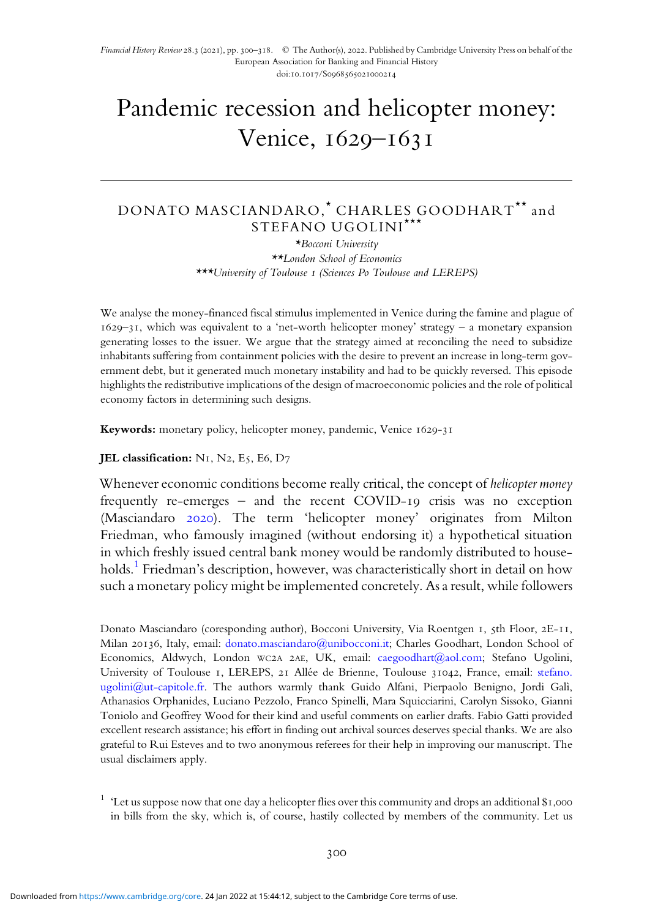# Pandemic recession and helicopter money: Venice, 1629–1631

DONATO MASCIANDARO,[*] CHARLES GOODHART[**] and STEFANO UGOLINI[***]

[*]*Bocconi University*
[**]*London School of Economics*
[***]*University of Toulouse 1 (Sciences Po Toulouse and LEREPS)*

We analyse the money-financed fiscal stimulus implemented in Venice during the famine and plague of 1629–31, which was equivalent to a 'net-worth helicopter money' strategy – a monetary expansion generating losses to the issuer. We argue that the strategy aimed at reconciling the need to subsidize inhabitants suffering from containment policies with the desire to prevent an increase in long-term government debt, but it generated much monetary instability and had to be quickly reversed. This episode highlights the redistributive implications of the design of macroeconomic policies and the role of political economy factors in determining such designs.

**Keywords:** monetary policy, helicopter money, pandemic, Venice 1629-31

**JEL classification:** N1, N2, E5, E6, D7

Whenever economic conditions become really critical, the concept of *helicopter money* frequently re-emerges – and the recent COVID-19 crisis was no exception (Masciandaro 2020). The term 'helicopter money' originates from Milton Friedman, who famously imagined (without endorsing it) a hypothetical situation in which freshly issued central bank money would be randomly distributed to households.[1] Friedman's description, however, was characteristically short in detail on how such a monetary policy might be implemented concretely. As a result, while followers

Donato Masciandaro (coresponding author), Bocconi University, Via Roentgen 1, 5th Floor, 2E-11, Milan 20136, Italy, email: donato.masciandaro@unibocconi.it; Charles Goodhart, London School of Economics, Aldwych, London WC2A 2AE, UK, email: caegoodhart@aol.com; Stefano Ugolini, University of Toulouse 1, LEREPS, 21 Allée de Brienne, Toulouse 31042, France, email: stefano.ugolini@ut-capitole.fr. The authors warmly thank Guido Alfani, Pierpaolo Benigno, Jordi Galì, Athanasios Orphanides, Luciano Pezzolo, Franco Spinelli, Mara Squicciarini, Carolyn Sissoko, Gianni Toniolo and Geoffrey Wood for their kind and useful comments on earlier drafts. Fabio Gatti provided excellent research assistance; his effort in finding out archival sources deserves special thanks. We are also grateful to Rui Esteves and to two anonymous referees for their help in improving our manuscript. The usual disclaimers apply.

[1] 'Let us suppose now that one day a helicopter flies over this community and drops an additional $1,000 in bills from the sky, which is, of course, hastily collected by members of the community. Let us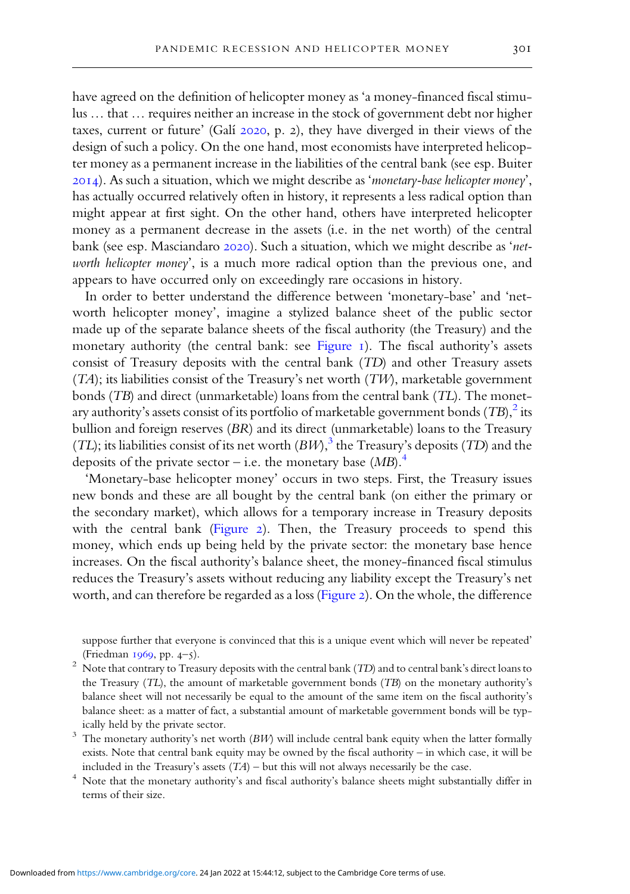have agreed on the definition of helicopter money as 'a money-financed fiscal stimulus … that … requires neither an increase in the stock of government debt nor higher taxes, current or future' (Galí 2020, p. 2), they have diverged in their views of the design of such a policy. On the one hand, most economists have interpreted helicopter money as a permanent increase in the liabilities of the central bank (see esp. Buiter 2014). As such a situation, which we might describe as '*monetary-base helicopter money*', has actually occurred relatively often in history, it represents a less radical option than might appear at first sight. On the other hand, others have interpreted helicopter money as a permanent decrease in the assets (i.e. in the net worth) of the central bank (see esp. Masciandaro 2020). Such a situation, which we might describe as '*net-worth helicopter money*', is a much more radical option than the previous one, and appears to have occurred only on exceedingly rare occasions in history.

In order to better understand the difference between 'monetary-base' and 'net-worth helicopter money', imagine a stylized balance sheet of the public sector made up of the separate balance sheets of the fiscal authority (the Treasury) and the monetary authority (the central bank: see Figure 1). The fiscal authority's assets consist of Treasury deposits with the central bank (*TD*) and other Treasury assets (*TA*); its liabilities consist of the Treasury's net worth (*TW*), marketable government bonds (*TB*) and direct (unmarketable) loans from the central bank (*TL*). The monetary authority's assets consist of its portfolio of marketable government bonds (*TB*),[2] its bullion and foreign reserves (*BR*) and its direct (unmarketable) loans to the Treasury (*TL*); its liabilities consist of its net worth (*BW*),[3] the Treasury's deposits (*TD*) and the deposits of the private sector – i.e. the monetary base (*MB*).[4]

'Monetary-base helicopter money' occurs in two steps. First, the Treasury issues new bonds and these are all bought by the central bank (on either the primary or the secondary market), which allows for a temporary increase in Treasury deposits with the central bank (Figure 2). Then, the Treasury proceeds to spend this money, which ends up being held by the private sector: the monetary base hence increases. On the fiscal authority's balance sheet, the money-financed fiscal stimulus reduces the Treasury's assets without reducing any liability except the Treasury's net worth, and can therefore be regarded as a loss (Figure 2). On the whole, the difference

suppose further that everyone is convinced that this is a unique event which will never be repeated' (Friedman 1969, pp. 4–5).

[2] Note that contrary to Treasury deposits with the central bank (*TD*) and to central bank's direct loans to the Treasury (*TL*), the amount of marketable government bonds (*TB*) on the monetary authority's balance sheet will not necessarily be equal to the amount of the same item on the fiscal authority's balance sheet: as a matter of fact, a substantial amount of marketable government bonds will be typically held by the private sector.

[3] The monetary authority's net worth (*BW*) will include central bank equity when the latter formally exists. Note that central bank equity may be owned by the fiscal authority – in which case, it will be included in the Treasury's assets (*TA*) – but this will not always necessarily be the case.

[4] Note that the monetary authority's and fiscal authority's balance sheets might substantially differ in terms of their size.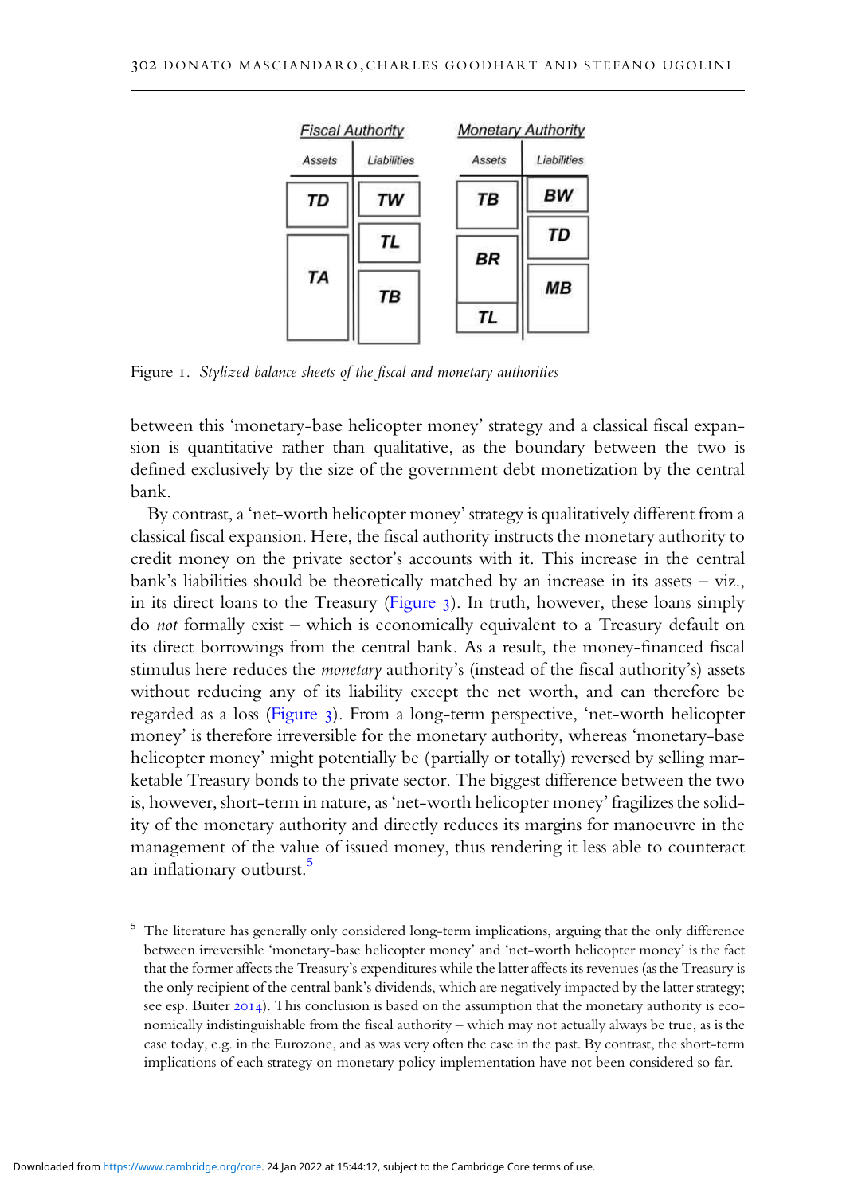| Fiscal Authority | | Monetary Authority | |
|---|---|---|---|
| Assets | Liabilities | Assets | Liabilities |
| TD | TW | TB | BW |
| TA | TL | BR | TD |
| | TB | TL | MB |

Figure 1. *Stylized balance sheets of the fiscal and monetary authorities*

between this 'monetary-base helicopter money' strategy and a classical fiscal expansion is quantitative rather than qualitative, as the boundary between the two is defined exclusively by the size of the government debt monetization by the central bank.

By contrast, a 'net-worth helicopter money' strategy is qualitatively different from a classical fiscal expansion. Here, the fiscal authority instructs the monetary authority to credit money on the private sector's accounts with it. This increase in the central bank's liabilities should be theoretically matched by an increase in its assets – viz., in its direct loans to the Treasury (Figure 3). In truth, however, these loans simply do *not* formally exist – which is economically equivalent to a Treasury default on its direct borrowings from the central bank. As a result, the money-financed fiscal stimulus here reduces the *monetary* authority's (instead of the fiscal authority's) assets without reducing any of its liability except the net worth, and can therefore be regarded as a loss (Figure 3). From a long-term perspective, 'net-worth helicopter money' is therefore irreversible for the monetary authority, whereas 'monetary-base helicopter money' might potentially be (partially or totally) reversed by selling marketable Treasury bonds to the private sector. The biggest difference between the two is, however, short-term in nature, as 'net-worth helicopter money' fragilizes the solidity of the monetary authority and directly reduces its margins for manoeuvre in the management of the value of issued money, thus rendering it less able to counteract an inflationary outburst.[5]

[5] The literature has generally only considered long-term implications, arguing that the only difference between irreversible 'monetary-base helicopter money' and 'net-worth helicopter money' is the fact that the former affects the Treasury's expenditures while the latter affects its revenues (as the Treasury is the only recipient of the central bank's dividends, which are negatively impacted by the latter strategy; see esp. Buiter 2014). This conclusion is based on the assumption that the monetary authority is economically indistinguishable from the fiscal authority – which may not actually always be true, as is the case today, e.g. in the Eurozone, and as was very often the case in the past. By contrast, the short-term implications of each strategy on monetary policy implementation have not been considered so far.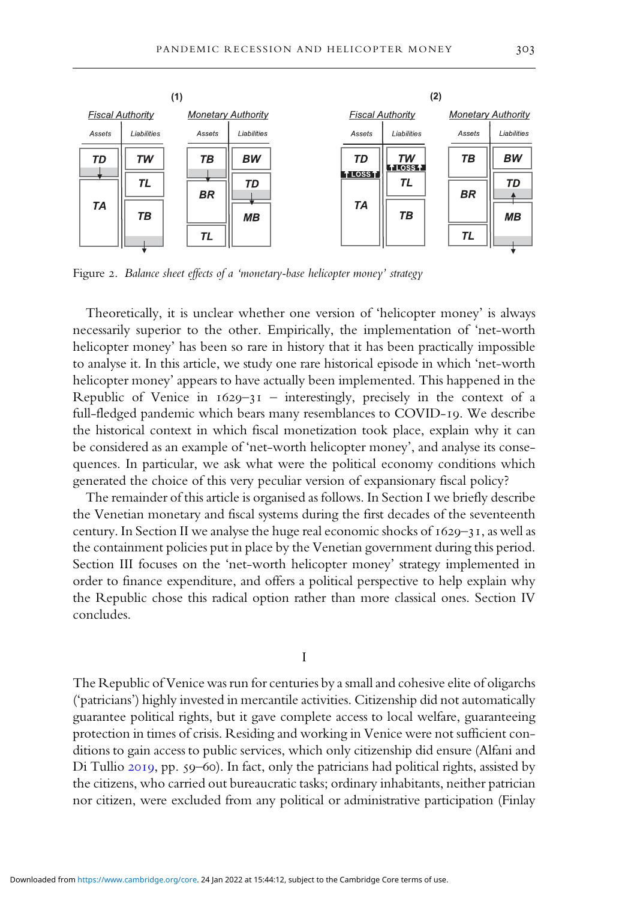Figure 2. *Balance sheet effects of a 'monetary-base helicopter money' strategy*

Theoretically, it is unclear whether one version of 'helicopter money' is always necessarily superior to the other. Empirically, the implementation of 'net-worth helicopter money' has been so rare in history that it has been practically impossible to analyse it. In this article, we study one rare historical episode in which 'net-worth helicopter money' appears to have actually been implemented. This happened in the Republic of Venice in 1629–31 – interestingly, precisely in the context of a full-fledged pandemic which bears many resemblances to COVID-19. We describe the historical context in which fiscal monetization took place, explain why it can be considered as an example of 'net-worth helicopter money', and analyse its consequences. In particular, we ask what were the political economy conditions which generated the choice of this very peculiar version of expansionary fiscal policy?

The remainder of this article is organised as follows. In Section I we briefly describe the Venetian monetary and fiscal systems during the first decades of the seventeenth century. In Section II we analyse the huge real economic shocks of 1629–31, as well as the containment policies put in place by the Venetian government during this period. Section III focuses on the 'net-worth helicopter money' strategy implemented in order to finance expenditure, and offers a political perspective to help explain why the Republic chose this radical option rather than more classical ones. Section IV concludes.

# I

The Republic of Venice was run for centuries by a small and cohesive elite of oligarchs ('patricians') highly invested in mercantile activities. Citizenship did not automatically guarantee political rights, but it gave complete access to local welfare, guaranteeing protection in times of crisis. Residing and working in Venice were not sufficient conditions to gain access to public services, which only citizenship did ensure (Alfani and Di Tullio 2019, pp. 59–60). In fact, only the patricians had political rights, assisted by the citizens, who carried out bureaucratic tasks; ordinary inhabitants, neither patrician nor citizen, were excluded from any political or administrative participation (Finlay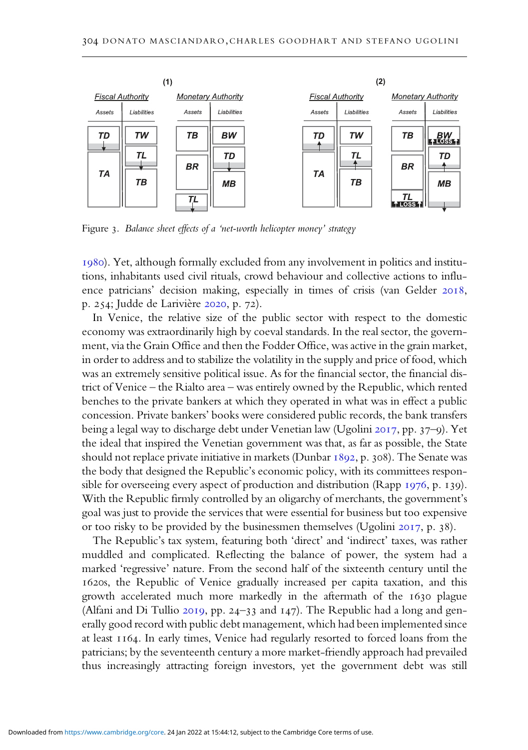Figure 3. *Balance sheet effects of a 'net-worth helicopter money' strategy*

1980). Yet, although formally excluded from any involvement in politics and institutions, inhabitants used civil rituals, crowd behaviour and collective actions to influence patricians' decision making, especially in times of crisis (van Gelder 2018, p. 254; Judde de Larivière 2020, p. 72).

In Venice, the relative size of the public sector with respect to the domestic economy was extraordinarily high by coeval standards. In the real sector, the government, via the Grain Office and then the Fodder Office, was active in the grain market, in order to address and to stabilize the volatility in the supply and price of food, which was an extremely sensitive political issue. As for the financial sector, the financial district of Venice – the Rialto area – was entirely owned by the Republic, which rented benches to the private bankers at which they operated in what was in effect a public concession. Private bankers' books were considered public records, the bank transfers being a legal way to discharge debt under Venetian law (Ugolini 2017, pp. 37–9). Yet the ideal that inspired the Venetian government was that, as far as possible, the State should not replace private initiative in markets (Dunbar 1892, p. 308). The Senate was the body that designed the Republic's economic policy, with its committees responsible for overseeing every aspect of production and distribution (Rapp 1976, p. 139). With the Republic firmly controlled by an oligarchy of merchants, the government's goal was just to provide the services that were essential for business but too expensive or too risky to be provided by the businessmen themselves (Ugolini 2017, p. 38).

The Republic's tax system, featuring both 'direct' and 'indirect' taxes, was rather muddled and complicated. Reflecting the balance of power, the system had a marked 'regressive' nature. From the second half of the sixteenth century until the 1620s, the Republic of Venice gradually increased per capita taxation, and this growth accelerated much more markedly in the aftermath of the 1630 plague (Alfani and Di Tullio 2019, pp. 24–33 and 147). The Republic had a long and generally good record with public debt management, which had been implemented since at least 1164. In early times, Venice had regularly resorted to forced loans from the patricians; by the seventeenth century a more market-friendly approach had prevailed thus increasingly attracting foreign investors, yet the government debt was still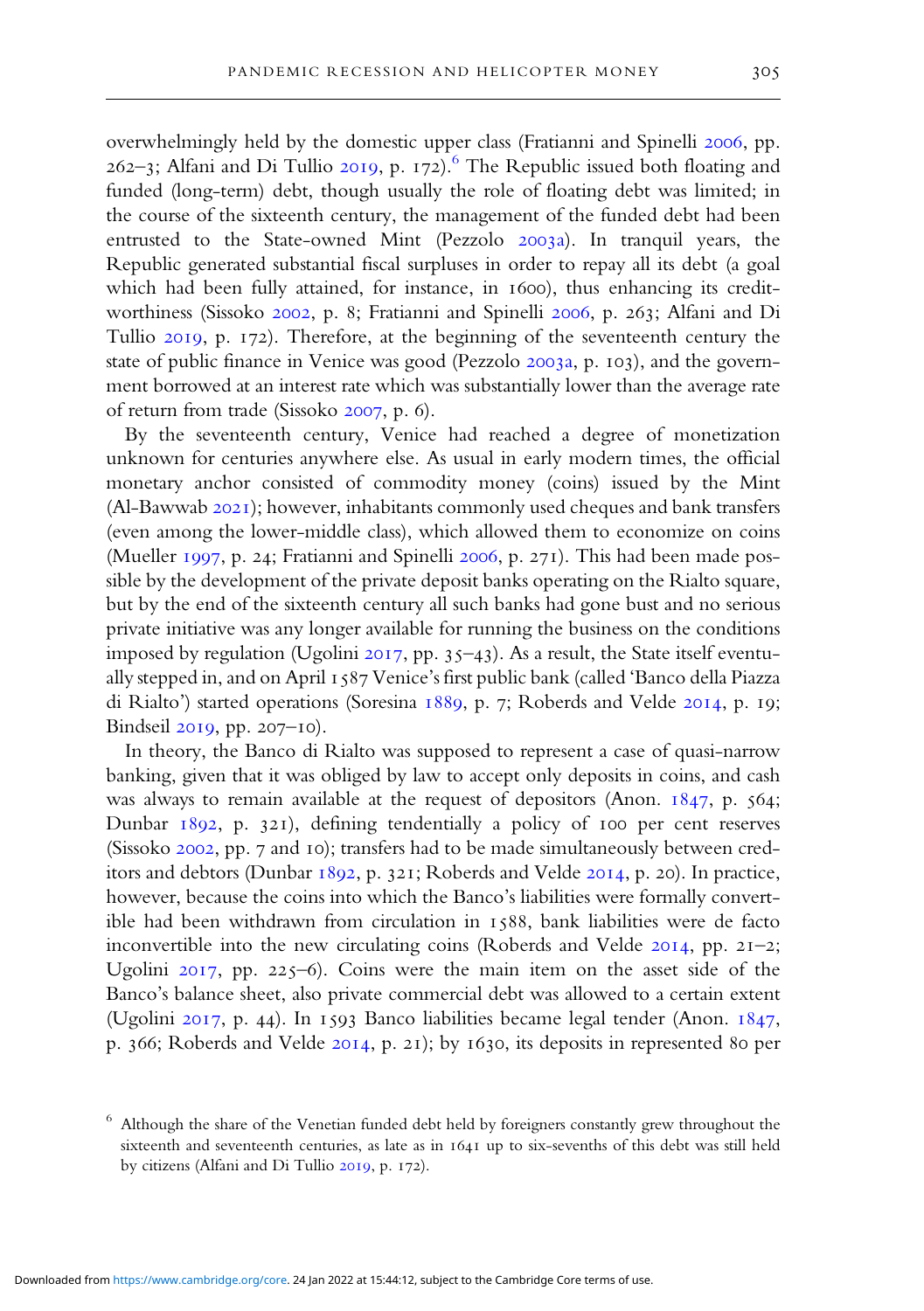overwhelmingly held by the domestic upper class (Fratianni and Spinelli 2006, pp. 262–3; Alfani and Di Tullio 2019, p. 172).[6] The Republic issued both floating and funded (long-term) debt, though usually the role of floating debt was limited; in the course of the sixteenth century, the management of the funded debt had been entrusted to the State-owned Mint (Pezzolo 2003a). In tranquil years, the Republic generated substantial fiscal surpluses in order to repay all its debt (a goal which had been fully attained, for instance, in 1600), thus enhancing its creditworthiness (Sissoko 2002, p. 8; Fratianni and Spinelli 2006, p. 263; Alfani and Di Tullio 2019, p. 172). Therefore, at the beginning of the seventeenth century the state of public finance in Venice was good (Pezzolo 2003a, p. 103), and the government borrowed at an interest rate which was substantially lower than the average rate of return from trade (Sissoko 2007, p. 6).

By the seventeenth century, Venice had reached a degree of monetization unknown for centuries anywhere else. As usual in early modern times, the official monetary anchor consisted of commodity money (coins) issued by the Mint (Al-Bawwab 2021); however, inhabitants commonly used cheques and bank transfers (even among the lower-middle class), which allowed them to economize on coins (Mueller 1997, p. 24; Fratianni and Spinelli 2006, p. 271). This had been made possible by the development of the private deposit banks operating on the Rialto square, but by the end of the sixteenth century all such banks had gone bust and no serious private initiative was any longer available for running the business on the conditions imposed by regulation (Ugolini 2017, pp. 35–43). As a result, the State itself eventually stepped in, and on April 1587 Venice's first public bank (called 'Banco della Piazza di Rialto') started operations (Soresina 1889, p. 7; Roberds and Velde 2014, p. 19; Bindseil 2019, pp. 207–10).

In theory, the Banco di Rialto was supposed to represent a case of quasi-narrow banking, given that it was obliged by law to accept only deposits in coins, and cash was always to remain available at the request of depositors (Anon. 1847, p. 564; Dunbar 1892, p. 321), defining tendentially a policy of 100 per cent reserves (Sissoko 2002, pp. 7 and 10); transfers had to be made simultaneously between creditors and debtors (Dunbar 1892, p. 321; Roberds and Velde 2014, p. 20). In practice, however, because the coins into which the Banco's liabilities were formally convertible had been withdrawn from circulation in 1588, bank liabilities were de facto inconvertible into the new circulating coins (Roberds and Velde 2014, pp. 21–2; Ugolini 2017, pp. 225–6). Coins were the main item on the asset side of the Banco's balance sheet, also private commercial debt was allowed to a certain extent (Ugolini 2017, p. 44). In 1593 Banco liabilities became legal tender (Anon. 1847, p. 366; Roberds and Velde 2014, p. 21); by 1630, its deposits in represented 80 per

[6] Although the share of the Venetian funded debt held by foreigners constantly grew throughout the sixteenth and seventeenth centuries, as late as in 1641 up to six-sevenths of this debt was still held by citizens (Alfani and Di Tullio 2019, p. 172).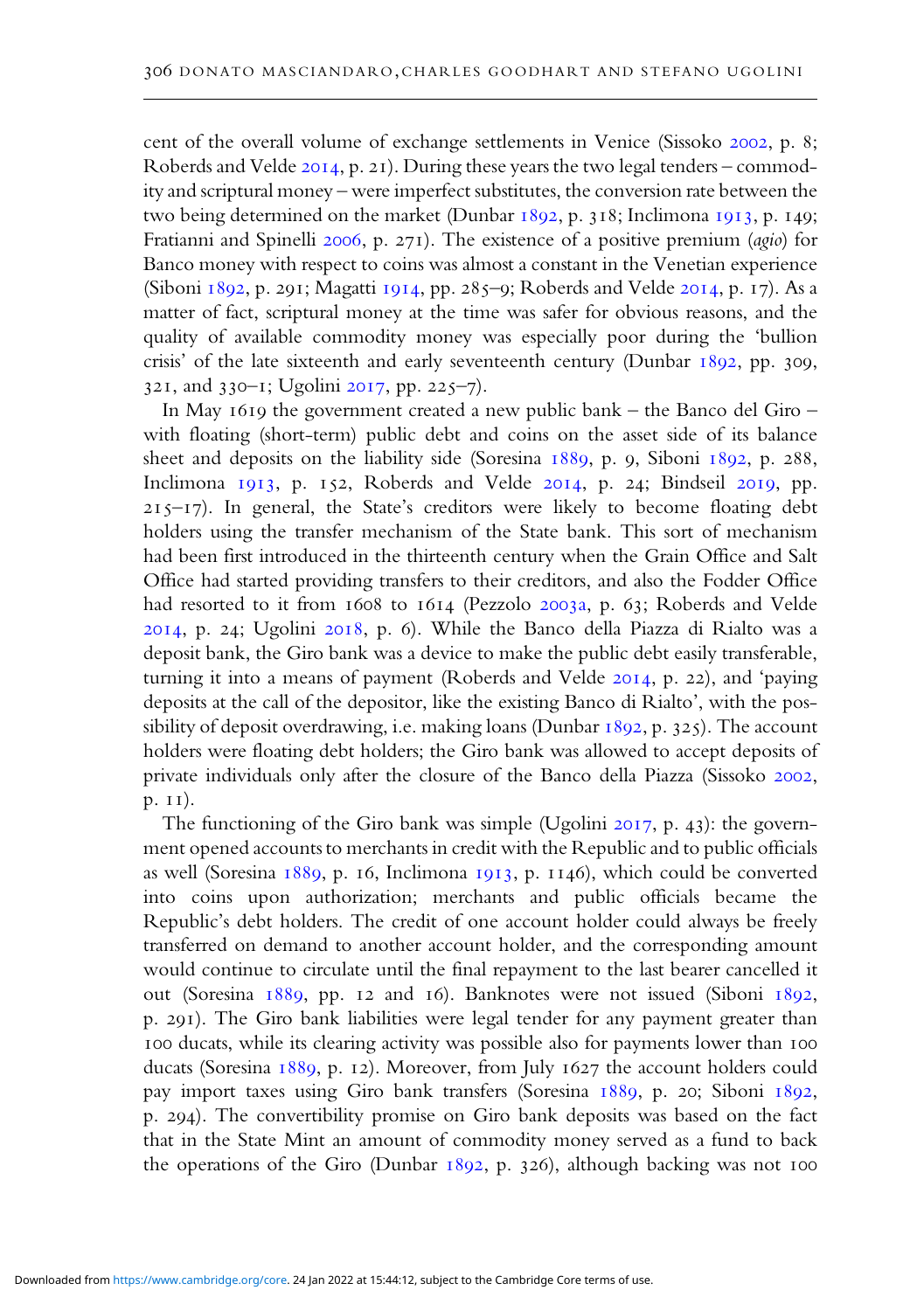cent of the overall volume of exchange settlements in Venice (Sissoko 2002, p. 8; Roberds and Velde 2014, p. 21). During these years the two legal tenders – commodity and scriptural money – were imperfect substitutes, the conversion rate between the two being determined on the market (Dunbar 1892, p. 318; Inclimona 1913, p. 149; Fratianni and Spinelli 2006, p. 271). The existence of a positive premium (*agio*) for Banco money with respect to coins was almost a constant in the Venetian experience (Siboni 1892, p. 291; Magatti 1914, pp. 285–9; Roberds and Velde 2014, p. 17). As a matter of fact, scriptural money at the time was safer for obvious reasons, and the quality of available commodity money was especially poor during the 'bullion crisis' of the late sixteenth and early seventeenth century (Dunbar 1892, pp. 309, 321, and 330–1; Ugolini 2017, pp. 225–7).

In May 1619 the government created a new public bank – the Banco del Giro – with floating (short-term) public debt and coins on the asset side of its balance sheet and deposits on the liability side (Soresina 1889, p. 9, Siboni 1892, p. 288, Inclimona 1913, p. 152, Roberds and Velde 2014, p. 24; Bindseil 2019, pp. 215–17). In general, the State's creditors were likely to become floating debt holders using the transfer mechanism of the State bank. This sort of mechanism had been first introduced in the thirteenth century when the Grain Office and Salt Office had started providing transfers to their creditors, and also the Fodder Office had resorted to it from 1608 to 1614 (Pezzolo 2003a, p. 63; Roberds and Velde 2014, p. 24; Ugolini 2018, p. 6). While the Banco della Piazza di Rialto was a deposit bank, the Giro bank was a device to make the public debt easily transferable, turning it into a means of payment (Roberds and Velde 2014, p. 22), and 'paying deposits at the call of the depositor, like the existing Banco di Rialto', with the possibility of deposit overdrawing, i.e. making loans (Dunbar 1892, p. 325). The account holders were floating debt holders; the Giro bank was allowed to accept deposits of private individuals only after the closure of the Banco della Piazza (Sissoko 2002, p. 11).

The functioning of the Giro bank was simple (Ugolini 2017, p. 43): the government opened accounts to merchants in credit with the Republic and to public officials as well (Soresina 1889, p. 16, Inclimona 1913, p. 1146), which could be converted into coins upon authorization; merchants and public officials became the Republic's debt holders. The credit of one account holder could always be freely transferred on demand to another account holder, and the corresponding amount would continue to circulate until the final repayment to the last bearer cancelled it out (Soresina 1889, pp. 12 and 16). Banknotes were not issued (Siboni 1892, p. 291). The Giro bank liabilities were legal tender for any payment greater than 100 ducats, while its clearing activity was possible also for payments lower than 100 ducats (Soresina 1889, p. 12). Moreover, from July 1627 the account holders could pay import taxes using Giro bank transfers (Soresina 1889, p. 20; Siboni 1892, p. 294). The convertibility promise on Giro bank deposits was based on the fact that in the State Mint an amount of commodity money served as a fund to back the operations of the Giro (Dunbar 1892, p. 326), although backing was not 100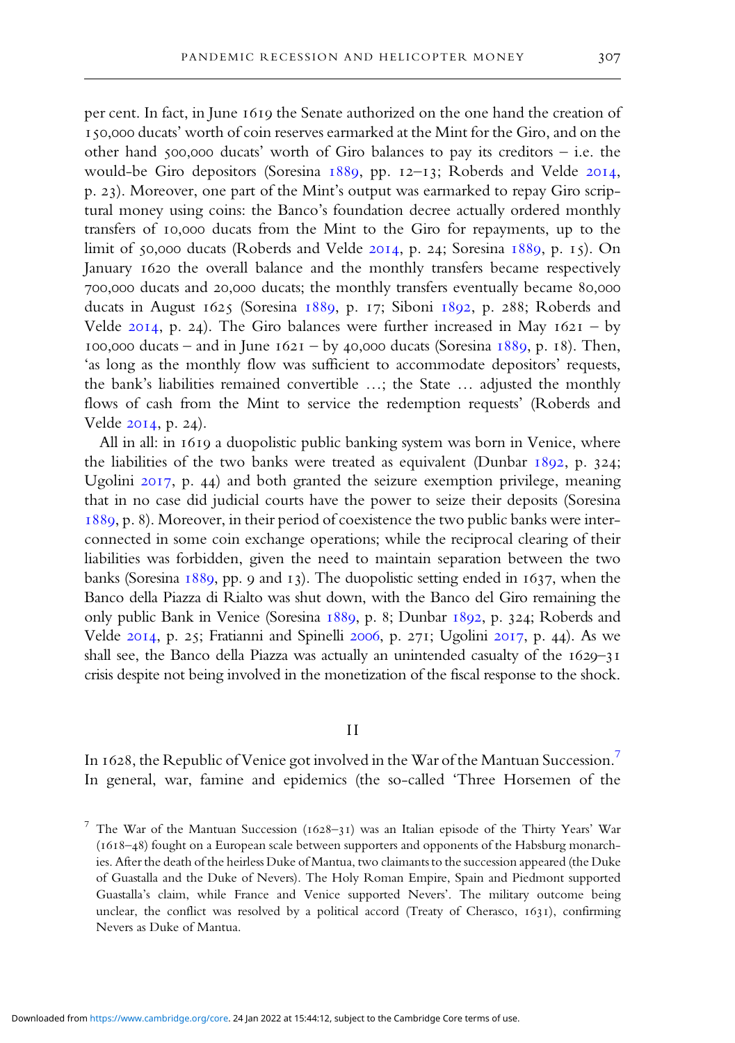per cent. In fact, in June 1619 the Senate authorized on the one hand the creation of 150,000 ducats' worth of coin reserves earmarked at the Mint for the Giro, and on the other hand 500,000 ducats' worth of Giro balances to pay its creditors – i.e. the would-be Giro depositors (Soresina 1889, pp. 12–13; Roberds and Velde 2014, p. 23). Moreover, one part of the Mint's output was earmarked to repay Giro scriptural money using coins: the Banco's foundation decree actually ordered monthly transfers of 10,000 ducats from the Mint to the Giro for repayments, up to the limit of 50,000 ducats (Roberds and Velde 2014, p. 24; Soresina 1889, p. 15). On January 1620 the overall balance and the monthly transfers became respectively 700,000 ducats and 20,000 ducats; the monthly transfers eventually became 80,000 ducats in August 1625 (Soresina 1889, p. 17; Siboni 1892, p. 288; Roberds and Velde 2014, p. 24). The Giro balances were further increased in May 1621 – by 100,000 ducats – and in June 1621 – by 40,000 ducats (Soresina 1889, p. 18). Then, 'as long as the monthly flow was sufficient to accommodate depositors' requests, the bank's liabilities remained convertible …; the State … adjusted the monthly flows of cash from the Mint to service the redemption requests' (Roberds and Velde 2014, p. 24).

All in all: in 1619 a duopolistic public banking system was born in Venice, where the liabilities of the two banks were treated as equivalent (Dunbar 1892, p. 324; Ugolini 2017, p. 44) and both granted the seizure exemption privilege, meaning that in no case did judicial courts have the power to seize their deposits (Soresina 1889, p. 8). Moreover, in their period of coexistence the two public banks were interconnected in some coin exchange operations; while the reciprocal clearing of their liabilities was forbidden, given the need to maintain separation between the two banks (Soresina 1889, pp. 9 and 13). The duopolistic setting ended in 1637, when the Banco della Piazza di Rialto was shut down, with the Banco del Giro remaining the only public Bank in Venice (Soresina 1889, p. 8; Dunbar 1892, p. 324; Roberds and Velde 2014, p. 25; Fratianni and Spinelli 2006, p. 271; Ugolini 2017, p. 44). As we shall see, the Banco della Piazza was actually an unintended casualty of the 1629–31 crisis despite not being involved in the monetization of the fiscal response to the shock.

## II

In 1628, the Republic of Venice got involved in the War of the Mantuan Succession.[7] In general, war, famine and epidemics (the so-called 'Three Horsemen of the

[7] The War of the Mantuan Succession (1628–31) was an Italian episode of the Thirty Years' War (1618–48) fought on a European scale between supporters and opponents of the Habsburg monarchies. After the death of the heirless Duke of Mantua, two claimants to the succession appeared (the Duke of Guastalla and the Duke of Nevers). The Holy Roman Empire, Spain and Piedmont supported Guastalla's claim, while France and Venice supported Nevers'. The military outcome being unclear, the conflict was resolved by a political accord (Treaty of Cherasco, 1631), confirming Nevers as Duke of Mantua.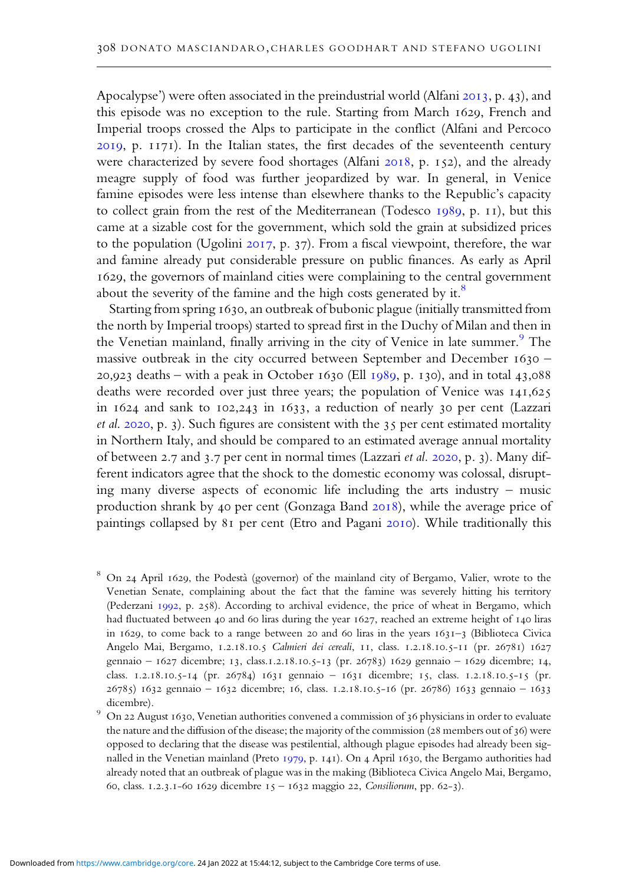Apocalypse') were often associated in the preindustrial world (Alfani 2013, p. 43), and this episode was no exception to the rule. Starting from March 1629, French and Imperial troops crossed the Alps to participate in the conflict (Alfani and Percoco 2019, p. 1171). In the Italian states, the first decades of the seventeenth century were characterized by severe food shortages (Alfani 2018, p. 152), and the already meagre supply of food was further jeopardized by war. In general, in Venice famine episodes were less intense than elsewhere thanks to the Republic's capacity to collect grain from the rest of the Mediterranean (Todesco 1989, p. 11), but this came at a sizable cost for the government, which sold the grain at subsidized prices to the population (Ugolini 2017, p. 37). From a fiscal viewpoint, therefore, the war and famine already put considerable pressure on public finances. As early as April 1629, the governors of mainland cities were complaining to the central government about the severity of the famine and the high costs generated by it.[8]

Starting from spring 1630, an outbreak of bubonic plague (initially transmitted from the north by Imperial troops) started to spread first in the Duchy of Milan and then in the Venetian mainland, finally arriving in the city of Venice in late summer.[9] The massive outbreak in the city occurred between September and December 1630 – 20,923 deaths – with a peak in October 1630 (Ell 1989, p. 130), and in total 43,088 deaths were recorded over just three years; the population of Venice was 141,625 in 1624 and sank to 102,243 in 1633, a reduction of nearly 30 per cent (Lazzari *et al.* 2020, p. 3). Such figures are consistent with the 35 per cent estimated mortality in Northern Italy, and should be compared to an estimated average annual mortality of between 2.7 and 3.7 per cent in normal times (Lazzari *et al.* 2020, p. 3). Many different indicators agree that the shock to the domestic economy was colossal, disrupting many diverse aspects of economic life including the arts industry – music production shrank by 40 per cent (Gonzaga Band 2018), while the average price of paintings collapsed by 81 per cent (Etro and Pagani 2010). While traditionally this

[8] On 24 April 1629, the Podestà (governor) of the mainland city of Bergamo, Valier, wrote to the Venetian Senate, complaining about the fact that the famine was severely hitting his territory (Pederzani 1992, p. 258). According to archival evidence, the price of wheat in Bergamo, which had fluctuated between 40 and 60 liras during the year 1627, reached an extreme height of 140 liras in 1629, to come back to a range between 20 and 60 liras in the years 1631–3 (Biblioteca Civica Angelo Mai, Bergamo, 1.2.18.10.5 *Calmieri dei cereali*, 11, class. 1.2.18.10.5-11 (pr. 26781) 1627 gennaio – 1627 dicembre; 13, class.1.2.18.10.5-13 (pr. 26783) 1629 gennaio – 1629 dicembre; 14, class. 1.2.18.10.5-14 (pr. 26784) 1631 gennaio – 1631 dicembre; 15, class. 1.2.18.10.5-15 (pr. 26785) 1632 gennaio – 1632 dicembre; 16, class. 1.2.18.10.5-16 (pr. 26786) 1633 gennaio – 1633 dicembre).

[9] On 22 August 1630, Venetian authorities convened a commission of 36 physicians in order to evaluate the nature and the diffusion of the disease; the majority of the commission (28 members out of 36) were opposed to declaring that the disease was pestilential, although plague episodes had already been signalled in the Venetian mainland (Preto 1979, p. 141). On 4 April 1630, the Bergamo authorities had already noted that an outbreak of plague was in the making (Biblioteca Civica Angelo Mai, Bergamo, 60, class. 1.2.3.1-60 1629 dicembre 15 – 1632 maggio 22, *Consiliorum*, pp. 62-3).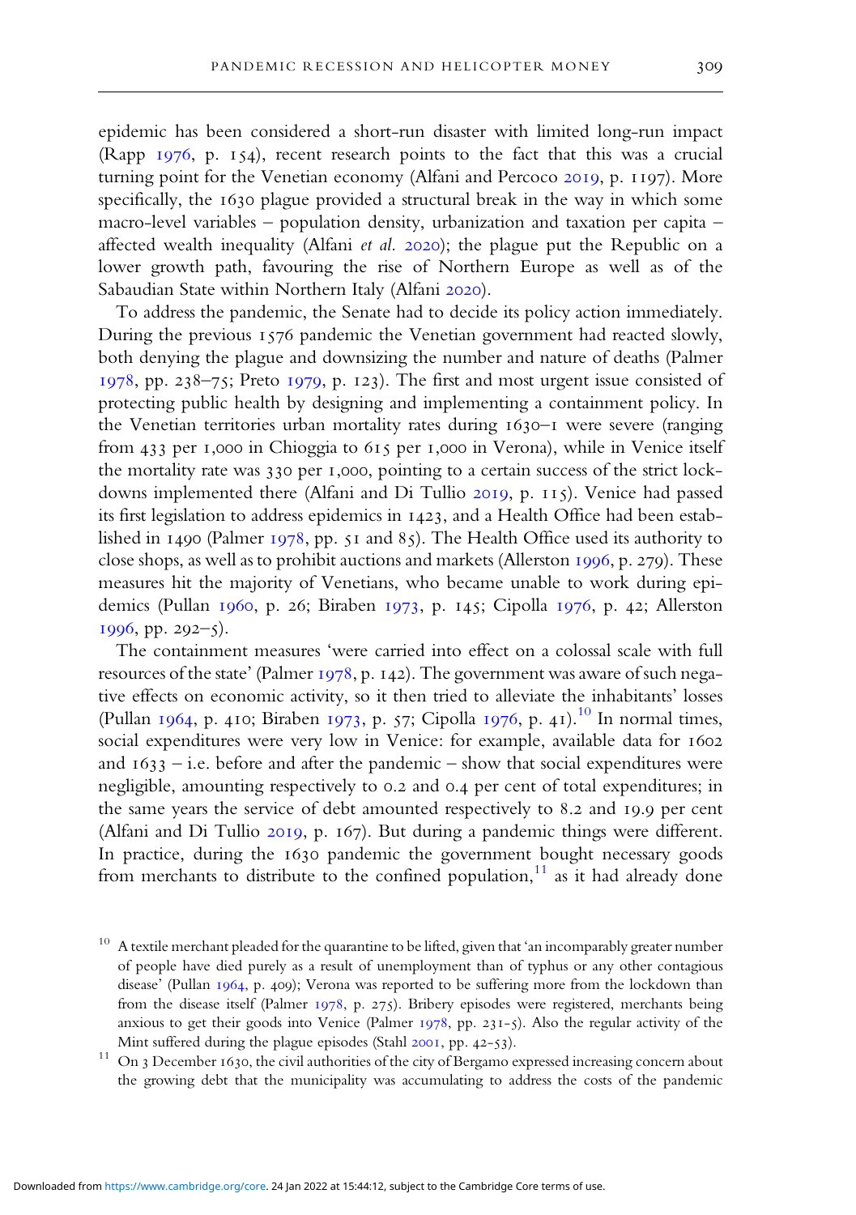epidemic has been considered a short-run disaster with limited long-run impact (Rapp 1976, p. 154), recent research points to the fact that this was a crucial turning point for the Venetian economy (Alfani and Percoco 2019, p. 1197). More specifically, the 1630 plague provided a structural break in the way in which some macro-level variables – population density, urbanization and taxation per capita – affected wealth inequality (Alfani *et al.* 2020); the plague put the Republic on a lower growth path, favouring the rise of Northern Europe as well as of the Sabaudian State within Northern Italy (Alfani 2020).

To address the pandemic, the Senate had to decide its policy action immediately. During the previous 1576 pandemic the Venetian government had reacted slowly, both denying the plague and downsizing the number and nature of deaths (Palmer 1978, pp. 238–75; Preto 1979, p. 123). The first and most urgent issue consisted of protecting public health by designing and implementing a containment policy. In the Venetian territories urban mortality rates during 1630–1 were severe (ranging from 433 per 1,000 in Chioggia to 615 per 1,000 in Verona), while in Venice itself the mortality rate was 330 per 1,000, pointing to a certain success of the strict lockdowns implemented there (Alfani and Di Tullio 2019, p. 115). Venice had passed its first legislation to address epidemics in 1423, and a Health Office had been established in 1490 (Palmer 1978, pp. 51 and 85). The Health Office used its authority to close shops, as well as to prohibit auctions and markets (Allerston 1996, p. 279). These measures hit the majority of Venetians, who became unable to work during epidemics (Pullan 1960, p. 26; Biraben 1973, p. 145; Cipolla 1976, p. 42; Allerston 1996, pp. 292–5).

The containment measures 'were carried into effect on a colossal scale with full resources of the state' (Palmer 1978, p. 142). The government was aware of such negative effects on economic activity, so it then tried to alleviate the inhabitants' losses (Pullan 1964, p. 410; Biraben 1973, p. 57; Cipolla 1976, p. 41).[10] In normal times, social expenditures were very low in Venice: for example, available data for 1602 and 1633 – i.e. before and after the pandemic – show that social expenditures were negligible, amounting respectively to 0.2 and 0.4 per cent of total expenditures; in the same years the service of debt amounted respectively to 8.2 and 19.9 per cent (Alfani and Di Tullio 2019, p. 167). But during a pandemic things were different. In practice, during the 1630 pandemic the government bought necessary goods from merchants to distribute to the confined population,[11] as it had already done

[10] A textile merchant pleaded for the quarantine to be lifted, given that 'an incomparably greater number of people have died purely as a result of unemployment than of typhus or any other contagious disease' (Pullan 1964, p. 409); Verona was reported to be suffering more from the lockdown than from the disease itself (Palmer 1978, p. 275). Bribery episodes were registered, merchants being anxious to get their goods into Venice (Palmer 1978, pp. 231-5). Also the regular activity of the Mint suffered during the plague episodes (Stahl 2001, pp. 42-53).

[11] On 3 December 1630, the civil authorities of the city of Bergamo expressed increasing concern about the growing debt that the municipality was accumulating to address the costs of the pandemic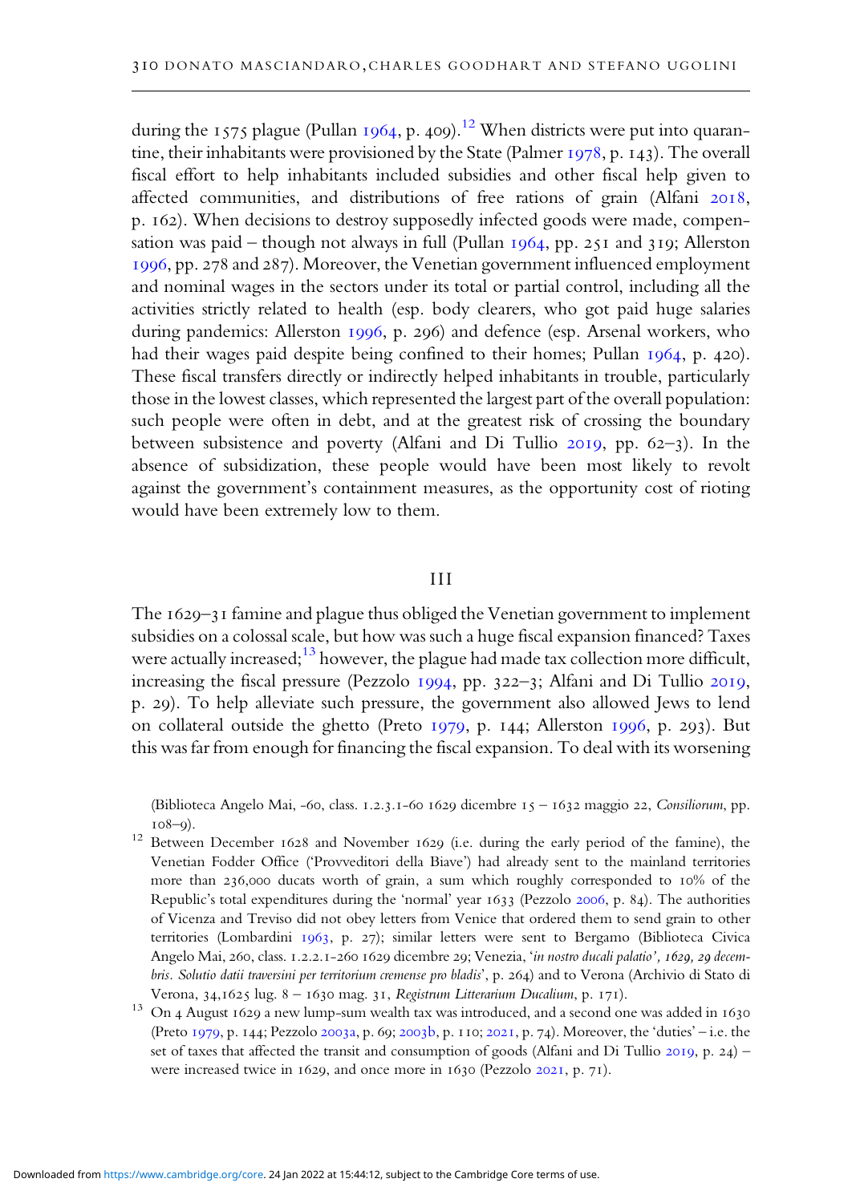during the 1575 plague (Pullan 1964, p. 409).[12] When districts were put into quarantine, their inhabitants were provisioned by the State (Palmer 1978, p. 143). The overall fiscal effort to help inhabitants included subsidies and other fiscal help given to affected communities, and distributions of free rations of grain (Alfani 2018, p. 162). When decisions to destroy supposedly infected goods were made, compensation was paid – though not always in full (Pullan 1964, pp. 251 and 319; Allerston 1996, pp. 278 and 287). Moreover, the Venetian government influenced employment and nominal wages in the sectors under its total or partial control, including all the activities strictly related to health (esp. body clearers, who got paid huge salaries during pandemics: Allerston 1996, p. 296) and defence (esp. Arsenal workers, who had their wages paid despite being confined to their homes; Pullan 1964, p. 420). These fiscal transfers directly or indirectly helped inhabitants in trouble, particularly those in the lowest classes, which represented the largest part of the overall population: such people were often in debt, and at the greatest risk of crossing the boundary between subsistence and poverty (Alfani and Di Tullio 2019, pp. 62–3). In the absence of subsidization, these people would have been most likely to revolt against the government's containment measures, as the opportunity cost of rioting would have been extremely low to them.

## III

The 1629–31 famine and plague thus obliged the Venetian government to implement subsidies on a colossal scale, but how was such a huge fiscal expansion financed? Taxes were actually increased;[13] however, the plague had made tax collection more difficult, increasing the fiscal pressure (Pezzolo 1994, pp. 322–3; Alfani and Di Tullio 2019, p. 29). To help alleviate such pressure, the government also allowed Jews to lend on collateral outside the ghetto (Preto 1979, p. 144; Allerston 1996, p. 293). But this was far from enough for financing the fiscal expansion. To deal with its worsening

(Biblioteca Angelo Mai, -60, class. 1.2.3.1-60 1629 dicembre 15 – 1632 maggio 22, *Consiliorum*, pp. 108–9).

[12] Between December 1628 and November 1629 (i.e. during the early period of the famine), the Venetian Fodder Office ('Provveditori della Biave') had already sent to the mainland territories more than 236,000 ducats worth of grain, a sum which roughly corresponded to 10% of the Republic's total expenditures during the 'normal' year 1633 (Pezzolo 2006, p. 84). The authorities of Vicenza and Treviso did not obey letters from Venice that ordered them to send grain to other territories (Lombardini 1963, p. 27); similar letters were sent to Bergamo (Biblioteca Civica Angelo Mai, 260, class. 1.2.2.1-260 1629 dicembre 29; Venezia, '*in nostro ducali palatio', 1629, 29 decembris. Solutio datii traversini per territorium cremense pro bladis*', p. 264) and to Verona (Archivio di Stato di Verona, 34,1625 lug. 8 – 1630 mag. 31, *Registrum Litterarium Ducalium*, p. 171).

[13] On 4 August 1629 a new lump-sum wealth tax was introduced, and a second one was added in 1630 (Preto 1979, p. 144; Pezzolo 2003a, p. 69; 2003b, p. 110; 2021, p. 74). Moreover, the 'duties' – i.e. the set of taxes that affected the transit and consumption of goods (Alfani and Di Tullio 2019, p. 24) – were increased twice in 1629, and once more in 1630 (Pezzolo 2021, p. 71).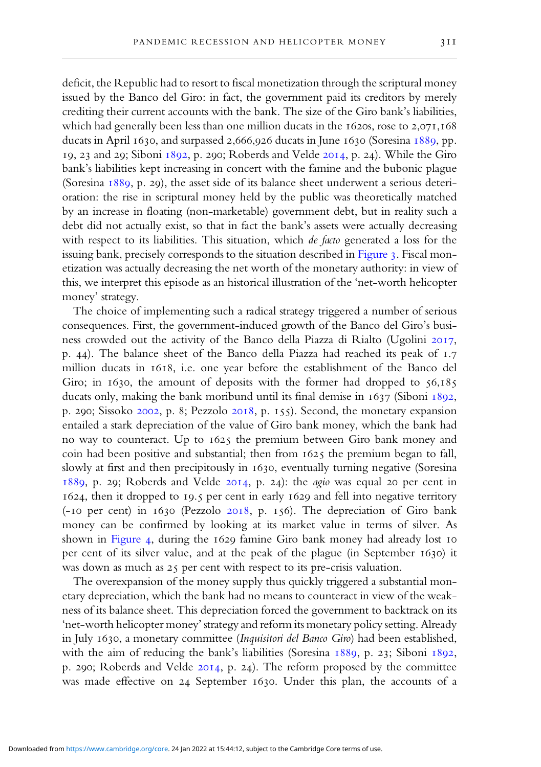deficit, the Republic had to resort to fiscal monetization through the scriptural money issued by the Banco del Giro: in fact, the government paid its creditors by merely crediting their current accounts with the bank. The size of the Giro bank's liabilities, which had generally been less than one million ducats in the 1620s, rose to 2,071,168 ducats in April 1630, and surpassed 2,666,926 ducats in June 1630 (Soresina 1889, pp. 19, 23 and 29; Siboni 1892, p. 290; Roberds and Velde 2014, p. 24). While the Giro bank's liabilities kept increasing in concert with the famine and the bubonic plague (Soresina 1889, p. 29), the asset side of its balance sheet underwent a serious deterioration: the rise in scriptural money held by the public was theoretically matched by an increase in floating (non-marketable) government debt, but in reality such a debt did not actually exist, so that in fact the bank's assets were actually decreasing with respect to its liabilities. This situation, which *de facto* generated a loss for the issuing bank, precisely corresponds to the situation described in Figure 3. Fiscal monetization was actually decreasing the net worth of the monetary authority: in view of this, we interpret this episode as an historical illustration of the 'net-worth helicopter money' strategy.

The choice of implementing such a radical strategy triggered a number of serious consequences. First, the government-induced growth of the Banco del Giro's business crowded out the activity of the Banco della Piazza di Rialto (Ugolini 2017, p. 44). The balance sheet of the Banco della Piazza had reached its peak of 1.7 million ducats in 1618, i.e. one year before the establishment of the Banco del Giro; in 1630, the amount of deposits with the former had dropped to 56,185 ducats only, making the bank moribund until its final demise in 1637 (Siboni 1892, p. 290; Sissoko 2002, p. 8; Pezzolo 2018, p. 155). Second, the monetary expansion entailed a stark depreciation of the value of Giro bank money, which the bank had no way to counteract. Up to 1625 the premium between Giro bank money and coin had been positive and substantial; then from 1625 the premium began to fall, slowly at first and then precipitously in 1630, eventually turning negative (Soresina 1889, p. 29; Roberds and Velde 2014, p. 24): the *agio* was equal 20 per cent in 1624, then it dropped to 19.5 per cent in early 1629 and fell into negative territory (-10 per cent) in 1630 (Pezzolo 2018, p. 156). The depreciation of Giro bank money can be confirmed by looking at its market value in terms of silver. As shown in Figure 4, during the 1629 famine Giro bank money had already lost 10 per cent of its silver value, and at the peak of the plague (in September 1630) it was down as much as 25 per cent with respect to its pre-crisis valuation.

The overexpansion of the money supply thus quickly triggered a substantial monetary depreciation, which the bank had no means to counteract in view of the weakness of its balance sheet. This depreciation forced the government to backtrack on its 'net-worth helicopter money' strategy and reform its monetary policy setting. Already in July 1630, a monetary committee (*Inquisitori del Banco Giro*) had been established, with the aim of reducing the bank's liabilities (Soresina 1889, p. 23; Siboni 1892, p. 290; Roberds and Velde 2014, p. 24). The reform proposed by the committee was made effective on 24 September 1630. Under this plan, the accounts of a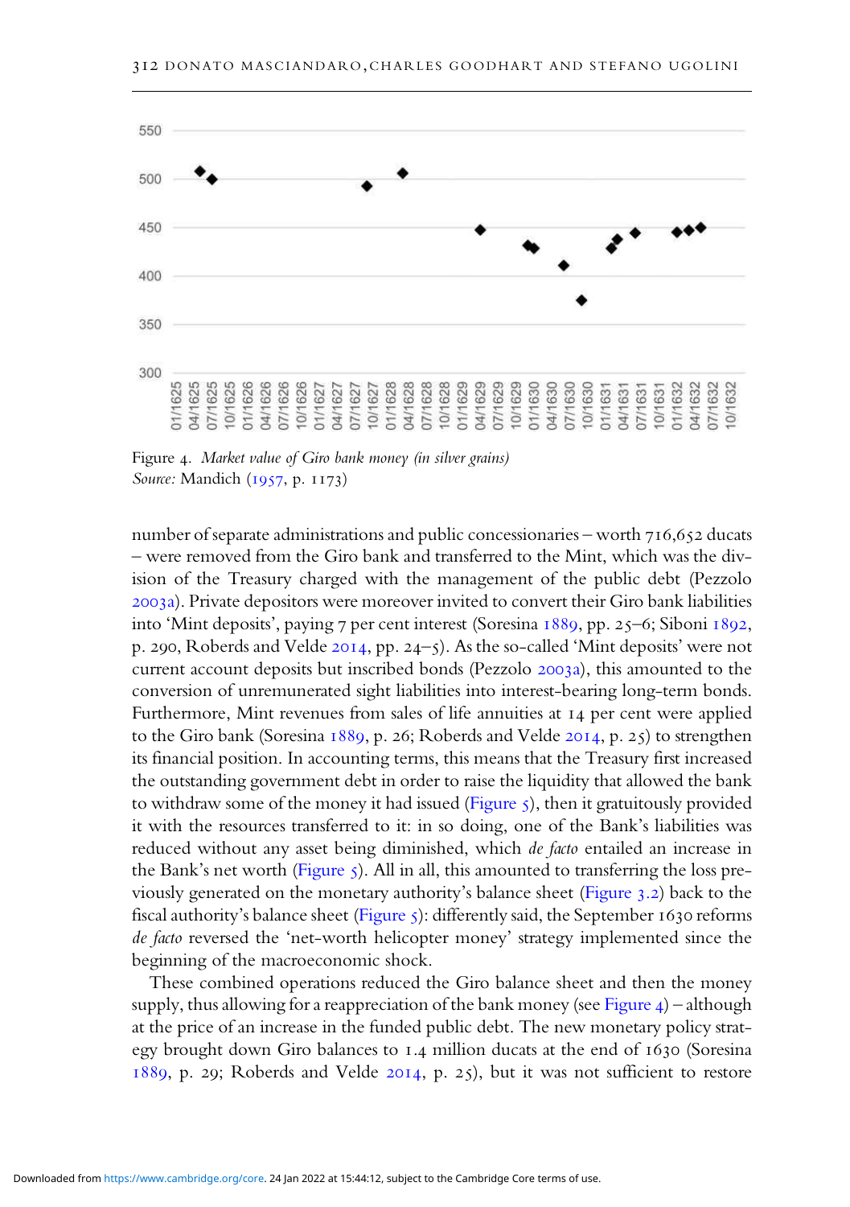Figure 4. *Market value of Giro bank money (in silver grains)*
*Source:* Mandich (1957, p. 1173)

number of separate administrations and public concessionaries – worth 716,652 ducats – were removed from the Giro bank and transferred to the Mint, which was the division of the Treasury charged with the management of the public debt (Pezzolo 2003a). Private depositors were moreover invited to convert their Giro bank liabilities into 'Mint deposits', paying 7 per cent interest (Soresina 1889, pp. 25–6; Siboni 1892, p. 290, Roberds and Velde 2014, pp. 24–5). As the so-called 'Mint deposits' were not current account deposits but inscribed bonds (Pezzolo 2003a), this amounted to the conversion of unremunerated sight liabilities into interest-bearing long-term bonds. Furthermore, Mint revenues from sales of life annuities at 14 per cent were applied to the Giro bank (Soresina 1889, p. 26; Roberds and Velde 2014, p. 25) to strengthen its financial position. In accounting terms, this means that the Treasury first increased the outstanding government debt in order to raise the liquidity that allowed the bank to withdraw some of the money it had issued (Figure 5), then it gratuitously provided it with the resources transferred to it: in so doing, one of the Bank's liabilities was reduced without any asset being diminished, which *de facto* entailed an increase in the Bank's net worth (Figure 5). All in all, this amounted to transferring the loss previously generated on the monetary authority's balance sheet (Figure 3.2) back to the fiscal authority's balance sheet (Figure 5): differently said, the September 1630 reforms *de facto* reversed the 'net-worth helicopter money' strategy implemented since the beginning of the macroeconomic shock.

These combined operations reduced the Giro balance sheet and then the money supply, thus allowing for a reappreciation of the bank money (see Figure 4) – although at the price of an increase in the funded public debt. The new monetary policy strategy brought down Giro balances to 1.4 million ducats at the end of 1630 (Soresina 1889, p. 29; Roberds and Velde 2014, p. 25), but it was not sufficient to restore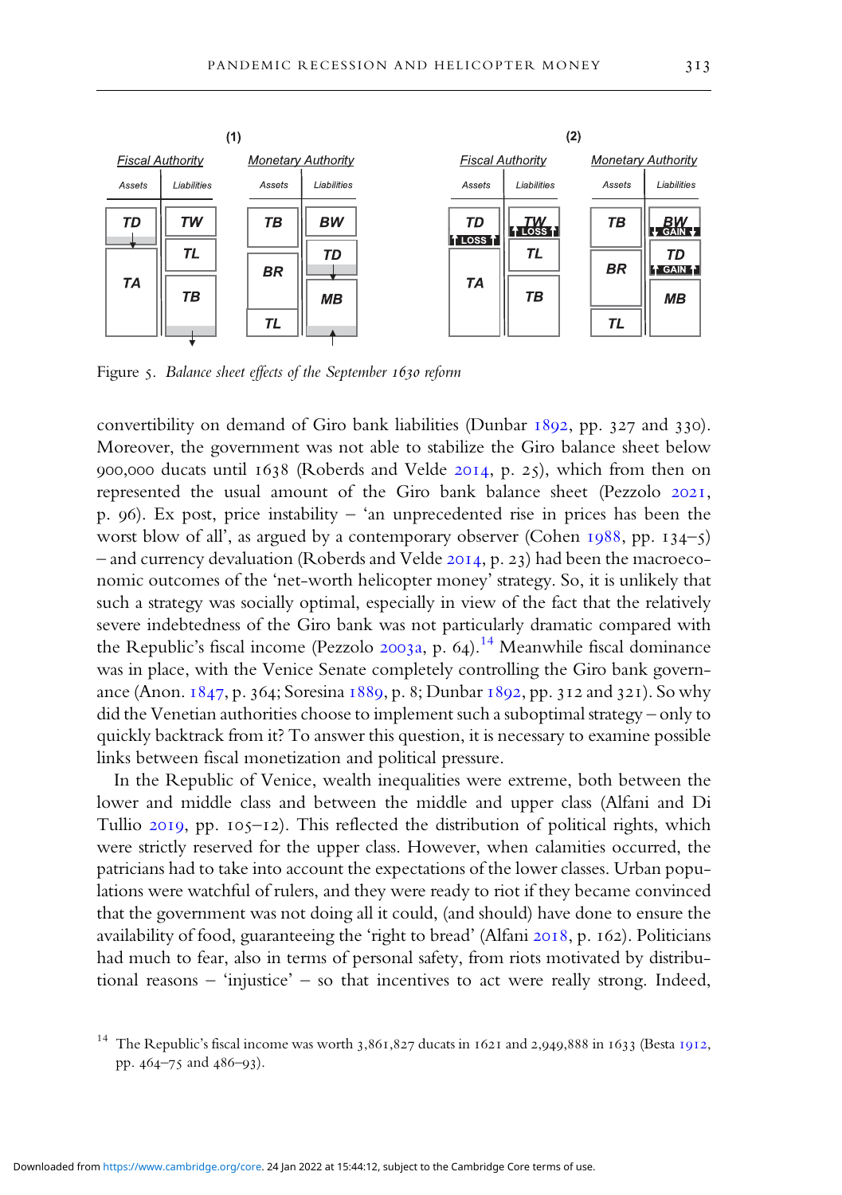Figure 5. *Balance sheet effects of the September 1630 reform*

convertibility on demand of Giro bank liabilities (Dunbar 1892, pp. 327 and 330). Moreover, the government was not able to stabilize the Giro balance sheet below 900,000 ducats until 1638 (Roberds and Velde 2014, p. 25), which from then on represented the usual amount of the Giro bank balance sheet (Pezzolo 2021, p. 96). Ex post, price instability – 'an unprecedented rise in prices has been the worst blow of all', as argued by a contemporary observer (Cohen 1988, pp. 134–5) – and currency devaluation (Roberds and Velde 2014, p. 23) had been the macroeconomic outcomes of the 'net-worth helicopter money' strategy. So, it is unlikely that such a strategy was socially optimal, especially in view of the fact that the relatively severe indebtedness of the Giro bank was not particularly dramatic compared with the Republic's fiscal income (Pezzolo 2003a, p. 64).[14] Meanwhile fiscal dominance was in place, with the Venice Senate completely controlling the Giro bank governance (Anon. 1847, p. 364; Soresina 1889, p. 8; Dunbar 1892, pp. 312 and 321). So why did the Venetian authorities choose to implement such a suboptimal strategy – only to quickly backtrack from it? To answer this question, it is necessary to examine possible links between fiscal monetization and political pressure.

In the Republic of Venice, wealth inequalities were extreme, both between the lower and middle class and between the middle and upper class (Alfani and Di Tullio 2019, pp. 105–12). This reflected the distribution of political rights, which were strictly reserved for the upper class. However, when calamities occurred, the patricians had to take into account the expectations of the lower classes. Urban populations were watchful of rulers, and they were ready to riot if they became convinced that the government was not doing all it could, (and should) have done to ensure the availability of food, guaranteeing the 'right to bread' (Alfani 2018, p. 162). Politicians had much to fear, also in terms of personal safety, from riots motivated by distributional reasons – 'injustice' – so that incentives to act were really strong. Indeed,

[14] The Republic's fiscal income was worth 3,861,827 ducats in 1621 and 2,949,888 in 1633 (Besta 1912, pp. 464–75 and 486–93).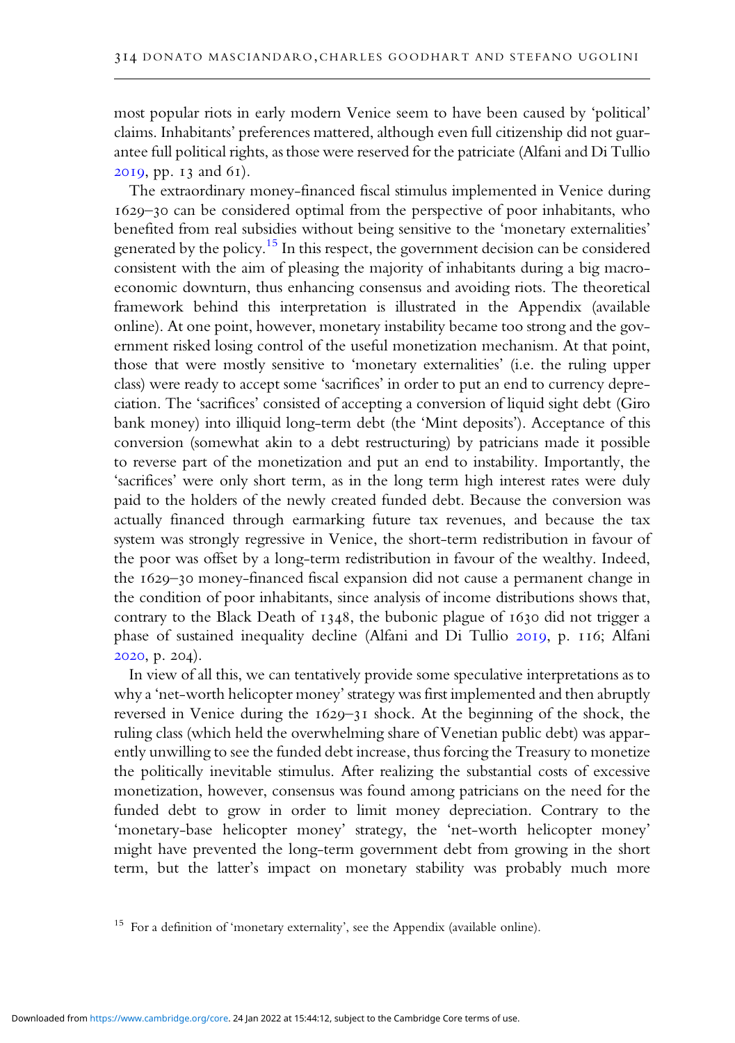most popular riots in early modern Venice seem to have been caused by 'political' claims. Inhabitants' preferences mattered, although even full citizenship did not guarantee full political rights, as those were reserved for the patriciate (Alfani and Di Tullio 2019, pp. 13 and 61).

The extraordinary money-financed fiscal stimulus implemented in Venice during 1629–30 can be considered optimal from the perspective of poor inhabitants, who benefited from real subsidies without being sensitive to the 'monetary externalities' generated by the policy.[15] In this respect, the government decision can be considered consistent with the aim of pleasing the majority of inhabitants during a big macroeconomic downturn, thus enhancing consensus and avoiding riots. The theoretical framework behind this interpretation is illustrated in the Appendix (available online). At one point, however, monetary instability became too strong and the government risked losing control of the useful monetization mechanism. At that point, those that were mostly sensitive to 'monetary externalities' (i.e. the ruling upper class) were ready to accept some 'sacrifices' in order to put an end to currency depreciation. The 'sacrifices' consisted of accepting a conversion of liquid sight debt (Giro bank money) into illiquid long-term debt (the 'Mint deposits'). Acceptance of this conversion (somewhat akin to a debt restructuring) by patricians made it possible to reverse part of the monetization and put an end to instability. Importantly, the 'sacrifices' were only short term, as in the long term high interest rates were duly paid to the holders of the newly created funded debt. Because the conversion was actually financed through earmarking future tax revenues, and because the tax system was strongly regressive in Venice, the short-term redistribution in favour of the poor was offset by a long-term redistribution in favour of the wealthy. Indeed, the 1629–30 money-financed fiscal expansion did not cause a permanent change in the condition of poor inhabitants, since analysis of income distributions shows that, contrary to the Black Death of 1348, the bubonic plague of 1630 did not trigger a phase of sustained inequality decline (Alfani and Di Tullio 2019, p. 116; Alfani 2020, p. 204).

In view of all this, we can tentatively provide some speculative interpretations as to why a 'net-worth helicopter money' strategy was first implemented and then abruptly reversed in Venice during the 1629–31 shock. At the beginning of the shock, the ruling class (which held the overwhelming share of Venetian public debt) was apparently unwilling to see the funded debt increase, thus forcing the Treasury to monetize the politically inevitable stimulus. After realizing the substantial costs of excessive monetization, however, consensus was found among patricians on the need for the funded debt to grow in order to limit money depreciation. Contrary to the 'monetary-base helicopter money' strategy, the 'net-worth helicopter money' might have prevented the long-term government debt from growing in the short term, but the latter's impact on monetary stability was probably much more

[15] For a definition of 'monetary externality', see the Appendix (available online).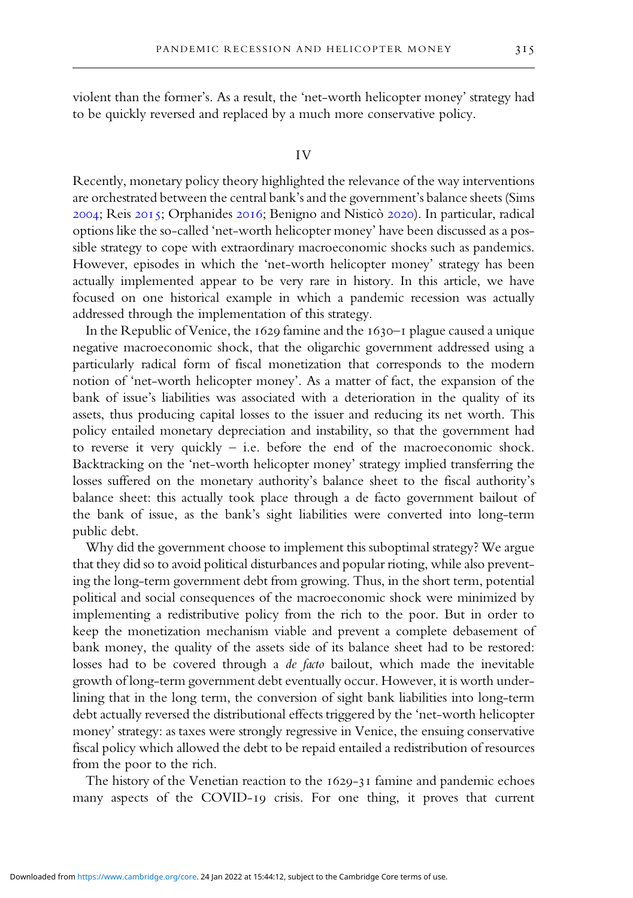violent than the former's. As a result, the 'net-worth helicopter money' strategy had to be quickly reversed and replaced by a much more conservative policy.

## IV

Recently, monetary policy theory highlighted the relevance of the way interventions are orchestrated between the central bank's and the government's balance sheets (Sims 2004; Reis 2015; Orphanides 2016; Benigno and Nisticò 2020). In particular, radical options like the so-called 'net-worth helicopter money' have been discussed as a possible strategy to cope with extraordinary macroeconomic shocks such as pandemics. However, episodes in which the 'net-worth helicopter money' strategy has been actually implemented appear to be very rare in history. In this article, we have focused on one historical example in which a pandemic recession was actually addressed through the implementation of this strategy.

In the Republic of Venice, the 1629 famine and the 1630–1 plague caused a unique negative macroeconomic shock, that the oligarchic government addressed using a particularly radical form of fiscal monetization that corresponds to the modern notion of 'net-worth helicopter money'. As a matter of fact, the expansion of the bank of issue's liabilities was associated with a deterioration in the quality of its assets, thus producing capital losses to the issuer and reducing its net worth. This policy entailed monetary depreciation and instability, so that the government had to reverse it very quickly – i.e. before the end of the macroeconomic shock. Backtracking on the 'net-worth helicopter money' strategy implied transferring the losses suffered on the monetary authority's balance sheet to the fiscal authority's balance sheet: this actually took place through a de facto government bailout of the bank of issue, as the bank's sight liabilities were converted into long-term public debt.

Why did the government choose to implement this suboptimal strategy? We argue that they did so to avoid political disturbances and popular rioting, while also preventing the long-term government debt from growing. Thus, in the short term, potential political and social consequences of the macroeconomic shock were minimized by implementing a redistributive policy from the rich to the poor. But in order to keep the monetization mechanism viable and prevent a complete debasement of bank money, the quality of the assets side of its balance sheet had to be restored: losses had to be covered through a *de facto* bailout, which made the inevitable growth of long-term government debt eventually occur. However, it is worth underlining that in the long term, the conversion of sight bank liabilities into long-term debt actually reversed the distributional effects triggered by the 'net-worth helicopter money' strategy: as taxes were strongly regressive in Venice, the ensuing conservative fiscal policy which allowed the debt to be repaid entailed a redistribution of resources from the poor to the rich.

The history of the Venetian reaction to the 1629-31 famine and pandemic echoes many aspects of the COVID-19 crisis. For one thing, it proves that current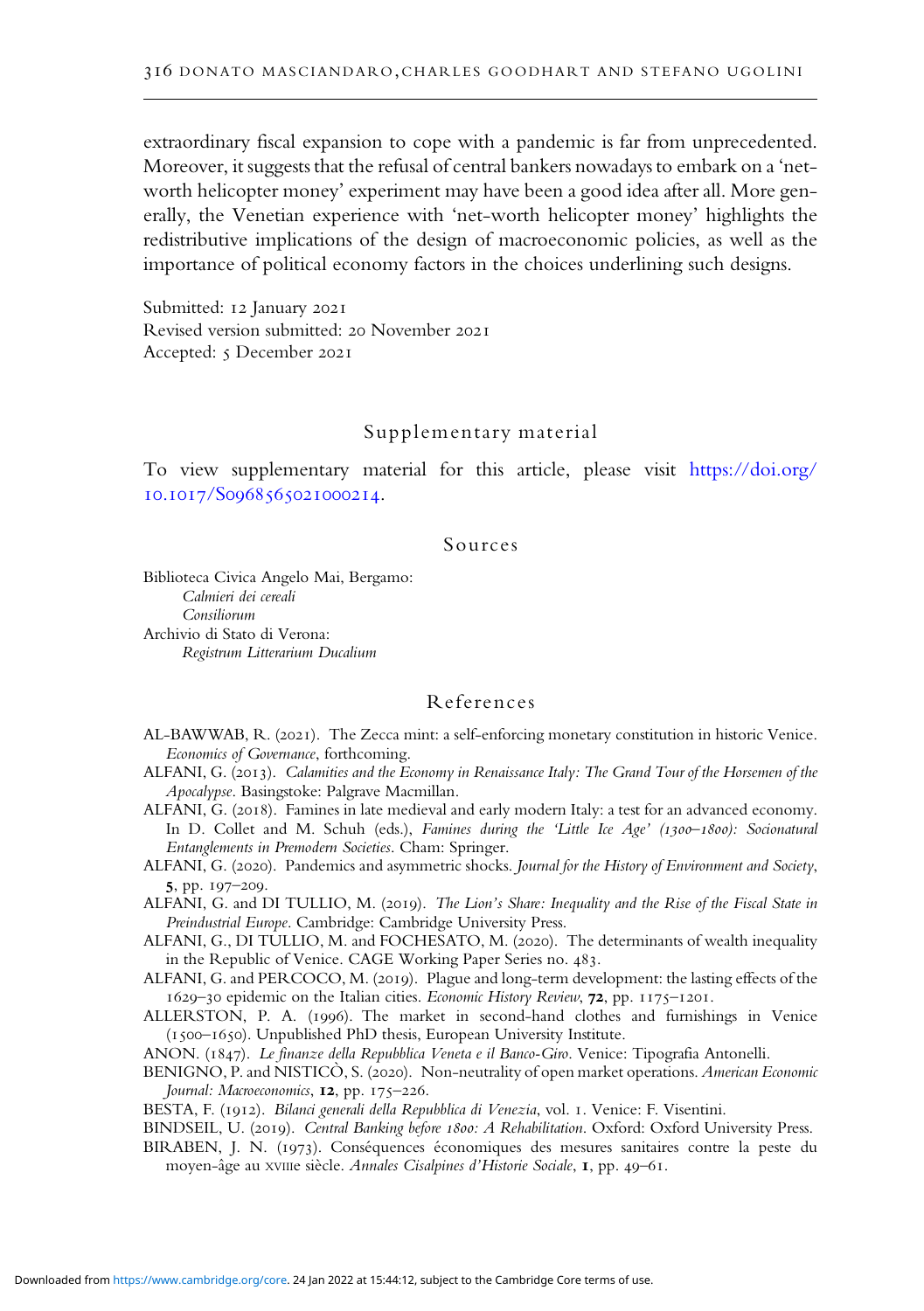extraordinary fiscal expansion to cope with a pandemic is far from unprecedented. Moreover, it suggests that the refusal of central bankers nowadays to embark on a 'net-worth helicopter money' experiment may have been a good idea after all. More generally, the Venetian experience with 'net-worth helicopter money' highlights the redistributive implications of the design of macroeconomic policies, as well as the importance of political economy factors in the choices underlining such designs.

Submitted: 12 January 2021
Revised version submitted: 20 November 2021
Accepted: 5 December 2021

## Supplementary material

To view supplementary material for this article, please visit https://doi.org/10.1017/S0968565021000214.

## Sources

Biblioteca Civica Angelo Mai, Bergamo:
*Calmieri dei cereali*
*Consiliorum*
Archivio di Stato di Verona:
*Registrum Litterarium Ducalium*

## References

AL-BAWWAB, R. (2021). The Zecca mint: a self-enforcing monetary constitution in historic Venice. *Economics of Governance*, forthcoming.

ALFANI, G. (2013). *Calamities and the Economy in Renaissance Italy: The Grand Tour of the Horsemen of the Apocalypse*. Basingstoke: Palgrave Macmillan.

ALFANI, G. (2018). Famines in late medieval and early modern Italy: a test for an advanced economy. In D. Collet and M. Schuh (eds.), *Famines during the 'Little Ice Age' (1300–1800): Socionatural Entanglements in Premodern Societies*. Cham: Springer.

ALFANI, G. (2020). Pandemics and asymmetric shocks. *Journal for the History of Environment and Society*, **5**, pp. 197–209.

ALFANI, G. and DI TULLIO, M. (2019). *The Lion's Share: Inequality and the Rise of the Fiscal State in Preindustrial Europe*. Cambridge: Cambridge University Press.

ALFANI, G., DI TULLIO, M. and FOCHESATO, M. (2020). The determinants of wealth inequality in the Republic of Venice. CAGE Working Paper Series no. 483.

ALFANI, G. and PERCOCO, M. (2019). Plague and long-term development: the lasting effects of the 1629–30 epidemic on the Italian cities. *Economic History Review*, **72**, pp. 1175–1201.

ALLERSTON, P. A. (1996). The market in second-hand clothes and furnishings in Venice (1500–1650). Unpublished PhD thesis, European University Institute.

ANON. (1847). *Le finanze della Repubblica Veneta e il Banco-Giro*. Venice: Tipografia Antonelli.

BENIGNO, P. and NISTICÒ, S. (2020). Non-neutrality of open market operations. *American Economic Journal: Macroeconomics*, **12**, pp. 175–226.

BESTA, F. (1912). *Bilanci generali della Repubblica di Venezia*, vol. 1. Venice: F. Visentini.

BINDSEIL, U. (2019). *Central Banking before 1800: A Rehabilitation*. Oxford: Oxford University Press.

BIRABEN, J. N. (1973). Conséquences économiques des mesures sanitaires contre la peste du moyen-âge au XVIIIe siècle. *Annales Cisalpines d'Historie Sociale*, **1**, pp. 49–61.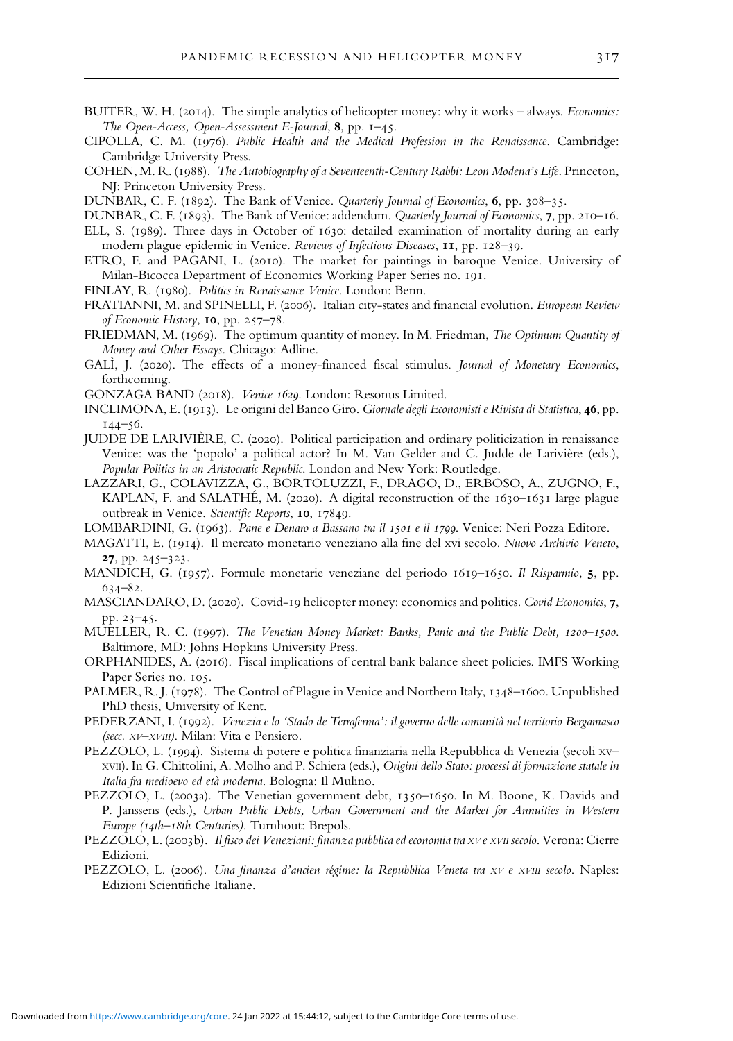BUITER, W. H. (2014). The simple analytics of helicopter money: why it works – always. *Economics: The Open-Access, Open-Assessment E-Journal*, **8**, pp. 1–45.

CIPOLLA, C. M. (1976). *Public Health and the Medical Profession in the Renaissance*. Cambridge: Cambridge University Press.

COHEN, M. R. (1988). *The Autobiography of a Seventeenth-Century Rabbi: Leon Modena's Life*. Princeton, NJ: Princeton University Press.

DUNBAR, C. F. (1892). The Bank of Venice. *Quarterly Journal of Economics*, **6**, pp. 308–35.

DUNBAR, C. F. (1893). The Bank of Venice: addendum. *Quarterly Journal of Economics*, **7**, pp. 210–16.

ELL, S. (1989). Three days in October of 1630: detailed examination of mortality during an early modern plague epidemic in Venice. *Reviews of Infectious Diseases*, **11**, pp. 128–39.

ETRO, F. and PAGANI, L. (2010). The market for paintings in baroque Venice. University of Milan-Bicocca Department of Economics Working Paper Series no. 191.

FINLAY, R. (1980). *Politics in Renaissance Venice*. London: Benn.

FRATIANNI, M. and SPINELLI, F. (2006). Italian city-states and financial evolution. *European Review of Economic History*, **10**, pp. 257–78.

FRIEDMAN, M. (1969). The optimum quantity of money. In M. Friedman, *The Optimum Quantity of Money and Other Essays*. Chicago: Adline.

GALÌ, J. (2020). The effects of a money-financed fiscal stimulus. *Journal of Monetary Economics*, forthcoming.

GONZAGA BAND (2018). *Venice 1629*. London: Resonus Limited.

INCLIMONA, E. (1913). Le origini del Banco Giro. *Giornale degli Economisti e Rivista di Statistica*, **46**, pp. 144–56.

JUDDE DE LARIVIÈRE, C. (2020). Political participation and ordinary politicization in renaissance Venice: was the 'popolo' a political actor? In M. Van Gelder and C. Judde de Larivière (eds.), *Popular Politics in an Aristocratic Republic*. London and New York: Routledge.

LAZZARI, G., COLAVIZZA, G., BORTOLUZZI, F., DRAGO, D., ERBOSO, A., ZUGNO, F., KAPLAN, F. and SALATHÉ, M. (2020). A digital reconstruction of the 1630–1631 large plague outbreak in Venice. *Scientific Reports*, **10**, 17849.

LOMBARDINI, G. (1963). *Pane e Denaro a Bassano tra il 1501 e il 1799*. Venice: Neri Pozza Editore.

MAGATTI, E. (1914). Il mercato monetario veneziano alla fine del xvi secolo. *Nuovo Archivio Veneto*, **27**, pp. 245–323.

MANDICH, G. (1957). Formule monetarie veneziane del periodo 1619–1650. *Il Risparmio*, **5**, pp. 634–82.

MASCIANDARO, D. (2020). Covid-19 helicopter money: economics and politics. *Covid Economics*, **7**, pp. 23–45.

MUELLER, R. C. (1997). *The Venetian Money Market: Banks, Panic and the Public Debt, 1200–1500*. Baltimore, MD: Johns Hopkins University Press.

ORPHANIDES, A. (2016). Fiscal implications of central bank balance sheet policies. IMFS Working Paper Series no. 105.

PALMER, R. J. (1978). The Control of Plague in Venice and Northern Italy, 1348–1600. Unpublished PhD thesis, University of Kent.

PEDERZANI, I. (1992). *Venezia e lo 'Stado de Terraferma': il governo delle comunità nel territorio Bergamasco (secc. XV–XVIII)*. Milan: Vita e Pensiero.

PEZZOLO, L. (1994). Sistema di potere e politica finanziaria nella Repubblica di Venezia (secoli XV–XVII). In G. Chittolini, A. Molho and P. Schiera (eds.), *Origini dello Stato: processi di formazione statale in Italia fra medioevo ed età moderna*. Bologna: Il Mulino.

PEZZOLO, L. (2003a). The Venetian government debt, 1350–1650. In M. Boone, K. Davids and P. Janssens (eds.), *Urban Public Debts, Urban Government and the Market for Annuities in Western Europe (14th–18th Centuries)*. Turnhout: Brepols.

PEZZOLO, L. (2003b). *Il fisco dei Veneziani: finanza pubblica ed economia tra XV e XVII secolo*. Verona: Cierre Edizioni.

PEZZOLO, L. (2006). *Una finanza d'ancien régime: la Repubblica Veneta tra XV e XVIII secolo*. Naples: Edizioni Scientifiche Italiane.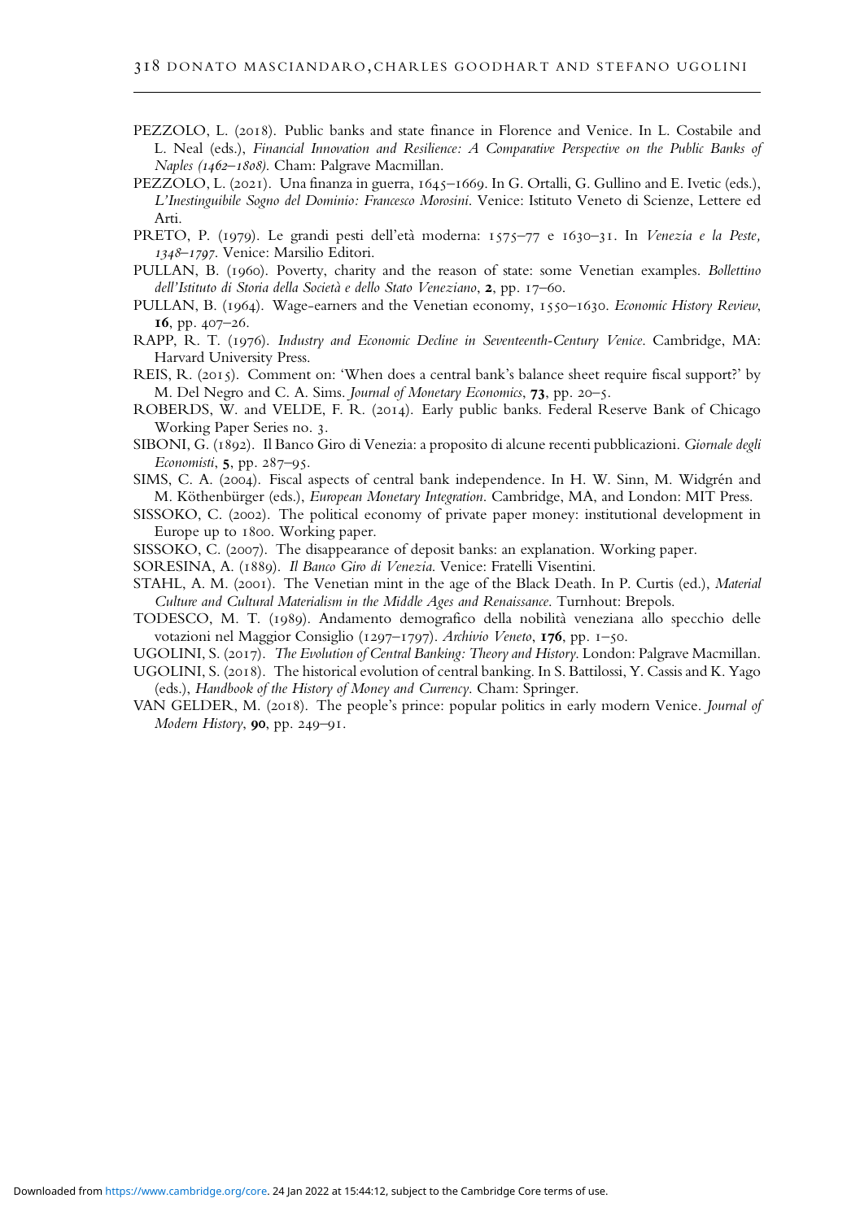PEZZOLO, L. (2018). Public banks and state finance in Florence and Venice. In L. Costabile and L. Neal (eds.), *Financial Innovation and Resilience: A Comparative Perspective on the Public Banks of Naples (1462–1808)*. Cham: Palgrave Macmillan.

PEZZOLO, L. (2021). Una finanza in guerra, 1645–1669. In G. Ortalli, G. Gullino and E. Ivetic (eds.), *L'Inestinguibile Sogno del Dominio: Francesco Morosini*. Venice: Istituto Veneto di Scienze, Lettere ed Arti.

PRETO, P. (1979). Le grandi pesti dell'età moderna: 1575–77 e 1630–31. In *Venezia e la Peste, 1348–1797*. Venice: Marsilio Editori.

PULLAN, B. (1960). Poverty, charity and the reason of state: some Venetian examples. *Bollettino dell'Istituto di Storia della Società e dello Stato Veneziano*, **2**, pp. 17–60.

PULLAN, B. (1964). Wage-earners and the Venetian economy, 1550–1630. *Economic History Review*, **16**, pp. 407–26.

RAPP, R. T. (1976). *Industry and Economic Decline in Seventeenth-Century Venice*. Cambridge, MA: Harvard University Press.

REIS, R. (2015). Comment on: 'When does a central bank's balance sheet require fiscal support?' by M. Del Negro and C. A. Sims. *Journal of Monetary Economics*, **73**, pp. 20–5.

ROBERDS, W. and VELDE, F. R. (2014). Early public banks. Federal Reserve Bank of Chicago Working Paper Series no. 3.

SIBONI, G. (1892). Il Banco Giro di Venezia: a proposito di alcune recenti pubblicazioni. *Giornale degli Economisti*, **5**, pp. 287–95.

SIMS, C. A. (2004). Fiscal aspects of central bank independence. In H. W. Sinn, M. Widgrén and M. Köthenbürger (eds.), *European Monetary Integration*. Cambridge, MA, and London: MIT Press.

SISSOKO, C. (2002). The political economy of private paper money: institutional development in Europe up to 1800. Working paper.

SISSOKO, C. (2007). The disappearance of deposit banks: an explanation. Working paper.

SORESINA, A. (1889). *Il Banco Giro di Venezia*. Venice: Fratelli Visentini.

STAHL, A. M. (2001). The Venetian mint in the age of the Black Death. In P. Curtis (ed.), *Material Culture and Cultural Materialism in the Middle Ages and Renaissance*. Turnhout: Brepols.

TODESCO, M. T. (1989). Andamento demografico della nobilità veneziana allo specchio delle votazioni nel Maggior Consiglio (1297–1797). *Archivio Veneto*, **176**, pp. 1–50.

UGOLINI, S. (2017). *The Evolution of Central Banking: Theory and History*. London: Palgrave Macmillan.

UGOLINI, S. (2018). The historical evolution of central banking. In S. Battilossi, Y. Cassis and K. Yago (eds.), *Handbook of the History of Money and Currency*. Cham: Springer.

VAN GELDER, M. (2018). The people's prince: popular politics in early modern Venice. *Journal of Modern History*, **90**, pp. 249–91.